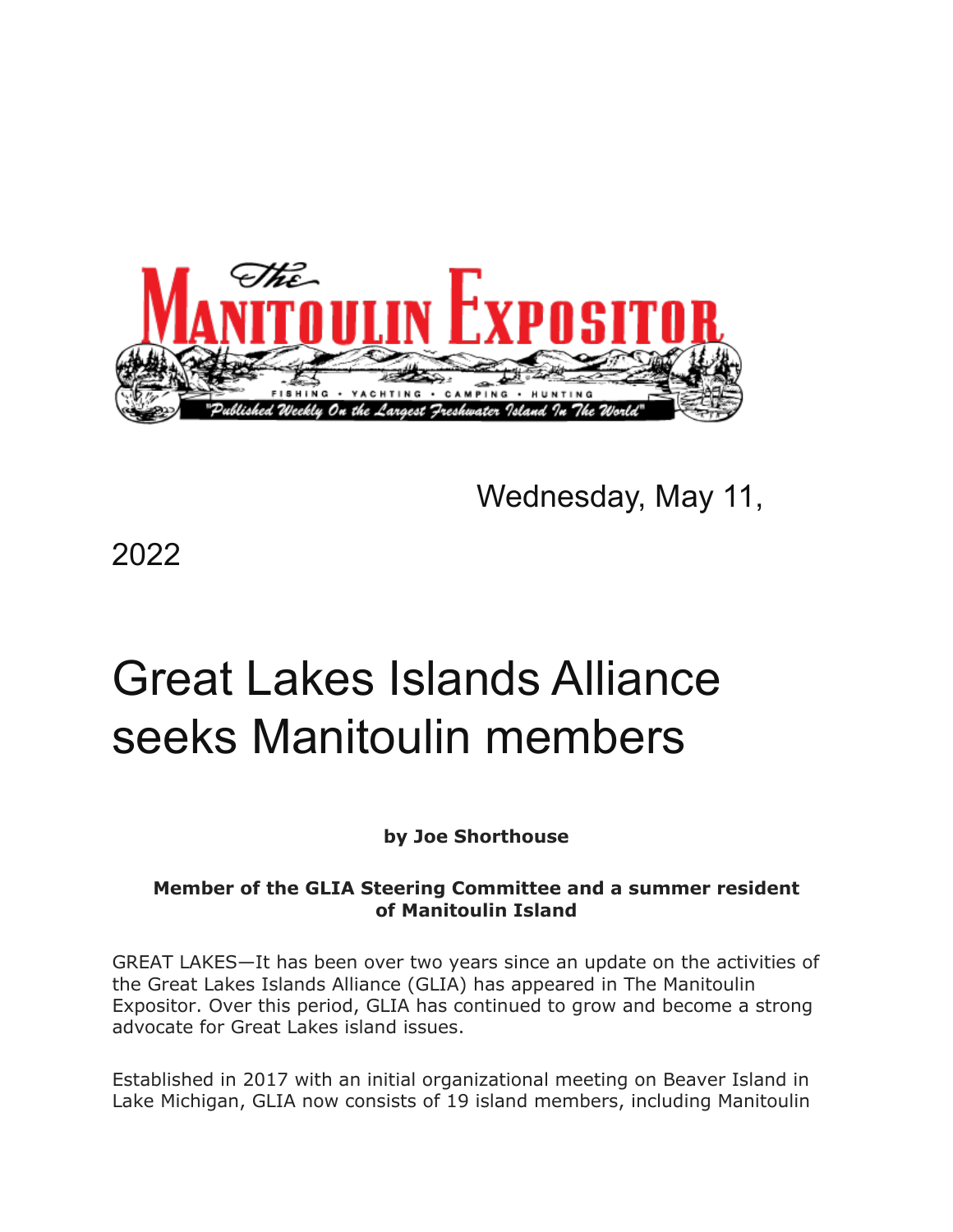# The Manitoulin Expositor

FISHING • YACHTING • CAMPING • HUNTING

"Published Weekly On the Largest Freshwater Island In The World"

Wednesday, May 11, 2022

# Great Lakes Islands Alliance seeks Manitoulin members

**by Joe Shorthouse**

**Member of the GLIA Steering Committee and a summer resident of Manitoulin Island**

GREAT LAKES—It has been over two years since an update on the activities of the Great Lakes Islands Alliance (GLIA) has appeared in The Manitoulin Expositor. Over this period, GLIA has continued to grow and become a strong advocate for Great Lakes island issues.

Established in 2017 with an initial organizational meeting on Beaver Island in Lake Michigan, GLIA now consists of 19 island members, including Manitoulin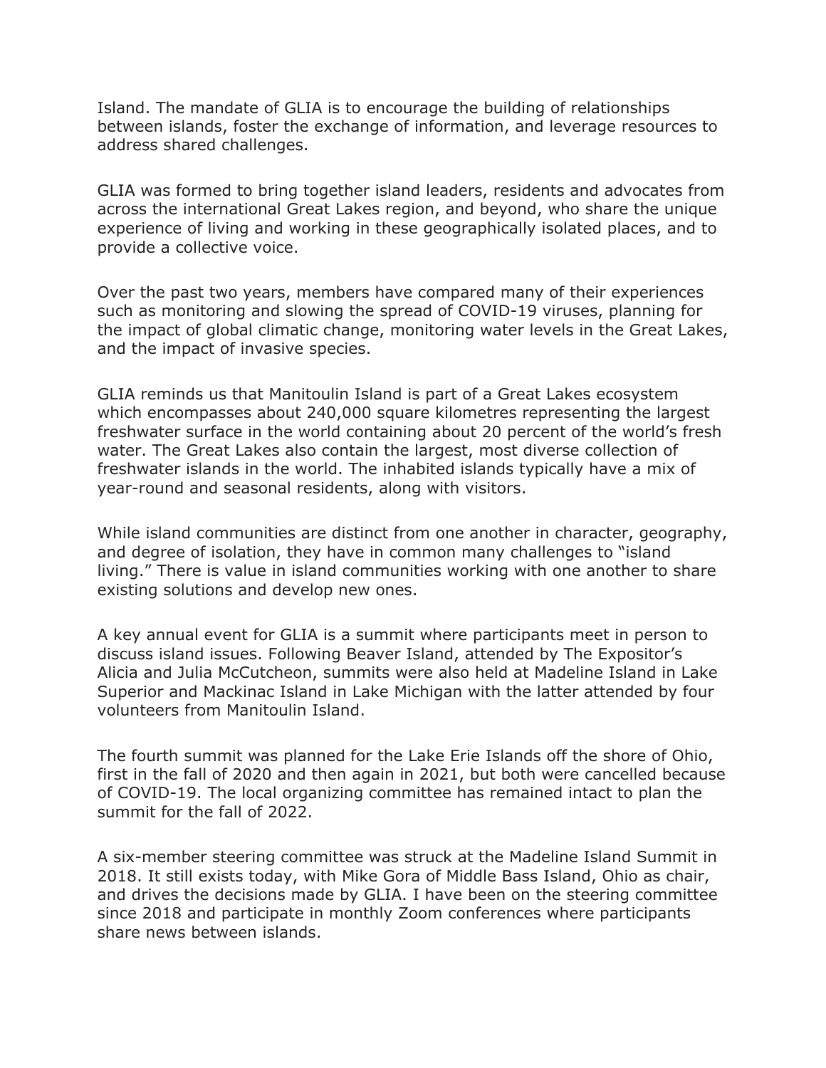Island. The mandate of GLIA is to encourage the building of relationships between islands, foster the exchange of information, and leverage resources to address shared challenges.

GLIA was formed to bring together island leaders, residents and advocates from across the international Great Lakes region, and beyond, who share the unique experience of living and working in these geographically isolated places, and to provide a collective voice.

Over the past two years, members have compared many of their experiences such as monitoring and slowing the spread of COVID-19 viruses, planning for the impact of global climatic change, monitoring water levels in the Great Lakes, and the impact of invasive species.

GLIA reminds us that Manitoulin Island is part of a Great Lakes ecosystem which encompasses about 240,000 square kilometres representing the largest freshwater surface in the world containing about 20 percent of the world's fresh water. The Great Lakes also contain the largest, most diverse collection of freshwater islands in the world. The inhabited islands typically have a mix of year-round and seasonal residents, along with visitors.

While island communities are distinct from one another in character, geography, and degree of isolation, they have in common many challenges to "island living." There is value in island communities working with one another to share existing solutions and develop new ones.

A key annual event for GLIA is a summit where participants meet in person to discuss island issues. Following Beaver Island, attended by The Expositor's Alicia and Julia McCutcheon, summits were also held at Madeline Island in Lake Superior and Mackinac Island in Lake Michigan with the latter attended by four volunteers from Manitoulin Island.

The fourth summit was planned for the Lake Erie Islands off the shore of Ohio, first in the fall of 2020 and then again in 2021, but both were cancelled because of COVID-19. The local organizing committee has remained intact to plan the summit for the fall of 2022.

A six-member steering committee was struck at the Madeline Island Summit in 2018. It still exists today, with Mike Gora of Middle Bass Island, Ohio as chair, and drives the decisions made by GLIA. I have been on the steering committee since 2018 and participate in monthly Zoom conferences where participants share news between islands.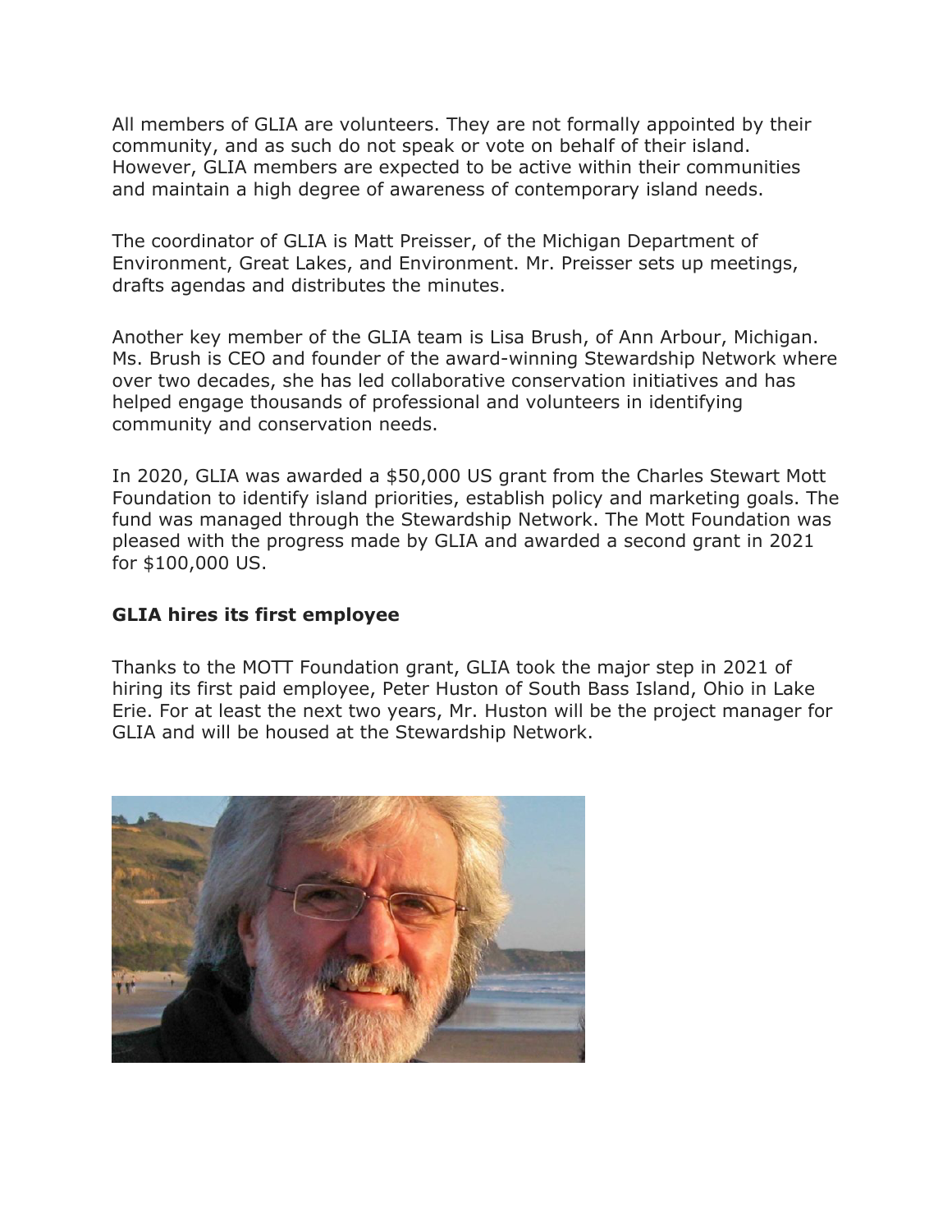All members of GLIA are volunteers. They are not formally appointed by their community, and as such do not speak or vote on behalf of their island. However, GLIA members are expected to be active within their communities and maintain a high degree of awareness of contemporary island needs.

The coordinator of GLIA is Matt Preisser, of the Michigan Department of Environment, Great Lakes, and Environment. Mr. Preisser sets up meetings, drafts agendas and distributes the minutes.

Another key member of the GLIA team is Lisa Brush, of Ann Arbour, Michigan. Ms. Brush is CEO and founder of the award-winning Stewardship Network where over two decades, she has led collaborative conservation initiatives and has helped engage thousands of professional and volunteers in identifying community and conservation needs.

In 2020, GLIA was awarded a $50,000 US grant from the Charles Stewart Mott Foundation to identify island priorities, establish policy and marketing goals. The fund was managed through the Stewardship Network. The Mott Foundation was pleased with the progress made by GLIA and awarded a second grant in 2021 for $100,000 US.

**GLIA hires its first employee**

Thanks to the MOTT Foundation grant, GLIA took the major step in 2021 of hiring its first paid employee, Peter Huston of South Bass Island, Ohio in Lake Erie. For at least the next two years, Mr. Huston will be the project manager for GLIA and will be housed at the Stewardship Network.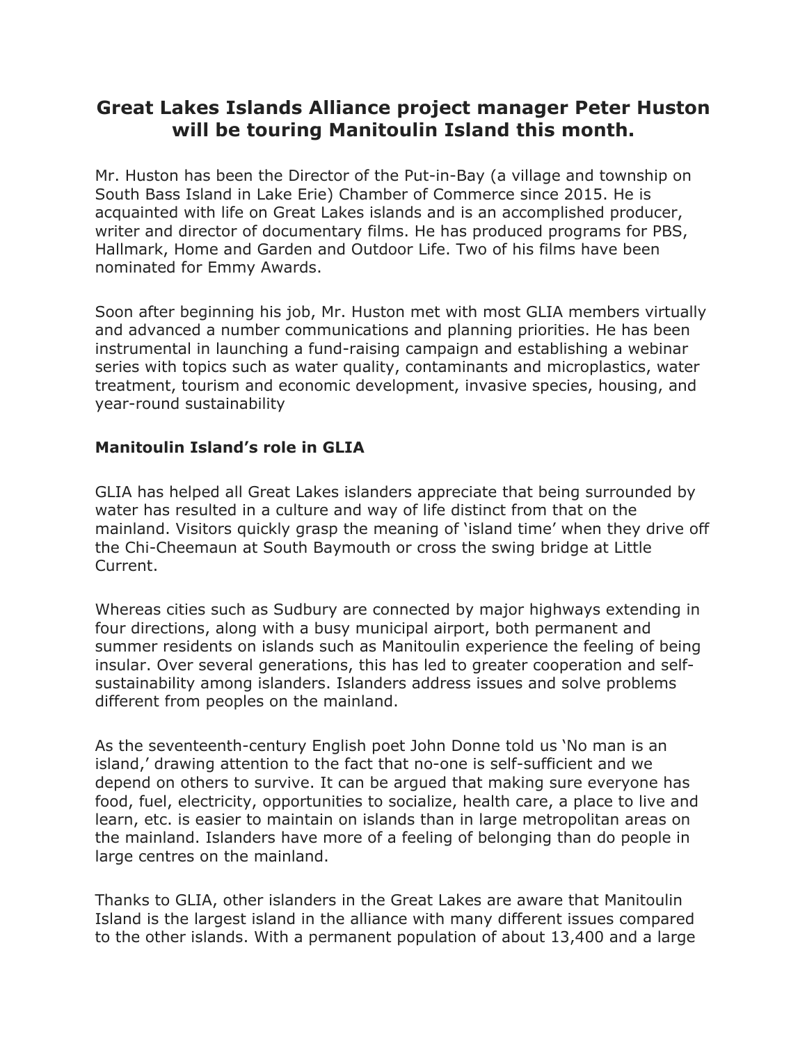## Great Lakes Islands Alliance project manager Peter Huston will be touring Manitoulin Island this month.

Mr. Huston has been the Director of the Put-in-Bay (a village and township on South Bass Island in Lake Erie) Chamber of Commerce since 2015. He is acquainted with life on Great Lakes islands and is an accomplished producer, writer and director of documentary films. He has produced programs for PBS, Hallmark, Home and Garden and Outdoor Life. Two of his films have been nominated for Emmy Awards.

Soon after beginning his job, Mr. Huston met with most GLIA members virtually and advanced a number communications and planning priorities. He has been instrumental in launching a fund-raising campaign and establishing a webinar series with topics such as water quality, contaminants and microplastics, water treatment, tourism and economic development, invasive species, housing, and year-round sustainability

### Manitoulin Island's role in GLIA

GLIA has helped all Great Lakes islanders appreciate that being surrounded by water has resulted in a culture and way of life distinct from that on the mainland. Visitors quickly grasp the meaning of 'island time' when they drive off the Chi-Cheemaun at South Baymouth or cross the swing bridge at Little Current.

Whereas cities such as Sudbury are connected by major highways extending in four directions, along with a busy municipal airport, both permanent and summer residents on islands such as Manitoulin experience the feeling of being insular. Over several generations, this has led to greater cooperation and self-sustainability among islanders. Islanders address issues and solve problems different from peoples on the mainland.

As the seventeenth-century English poet John Donne told us 'No man is an island,' drawing attention to the fact that no-one is self-sufficient and we depend on others to survive. It can be argued that making sure everyone has food, fuel, electricity, opportunities to socialize, health care, a place to live and learn, etc. is easier to maintain on islands than in large metropolitan areas on the mainland. Islanders have more of a feeling of belonging than do people in large centres on the mainland.

Thanks to GLIA, other islanders in the Great Lakes are aware that Manitoulin Island is the largest island in the alliance with many different issues compared to the other islands. With a permanent population of about 13,400 and a large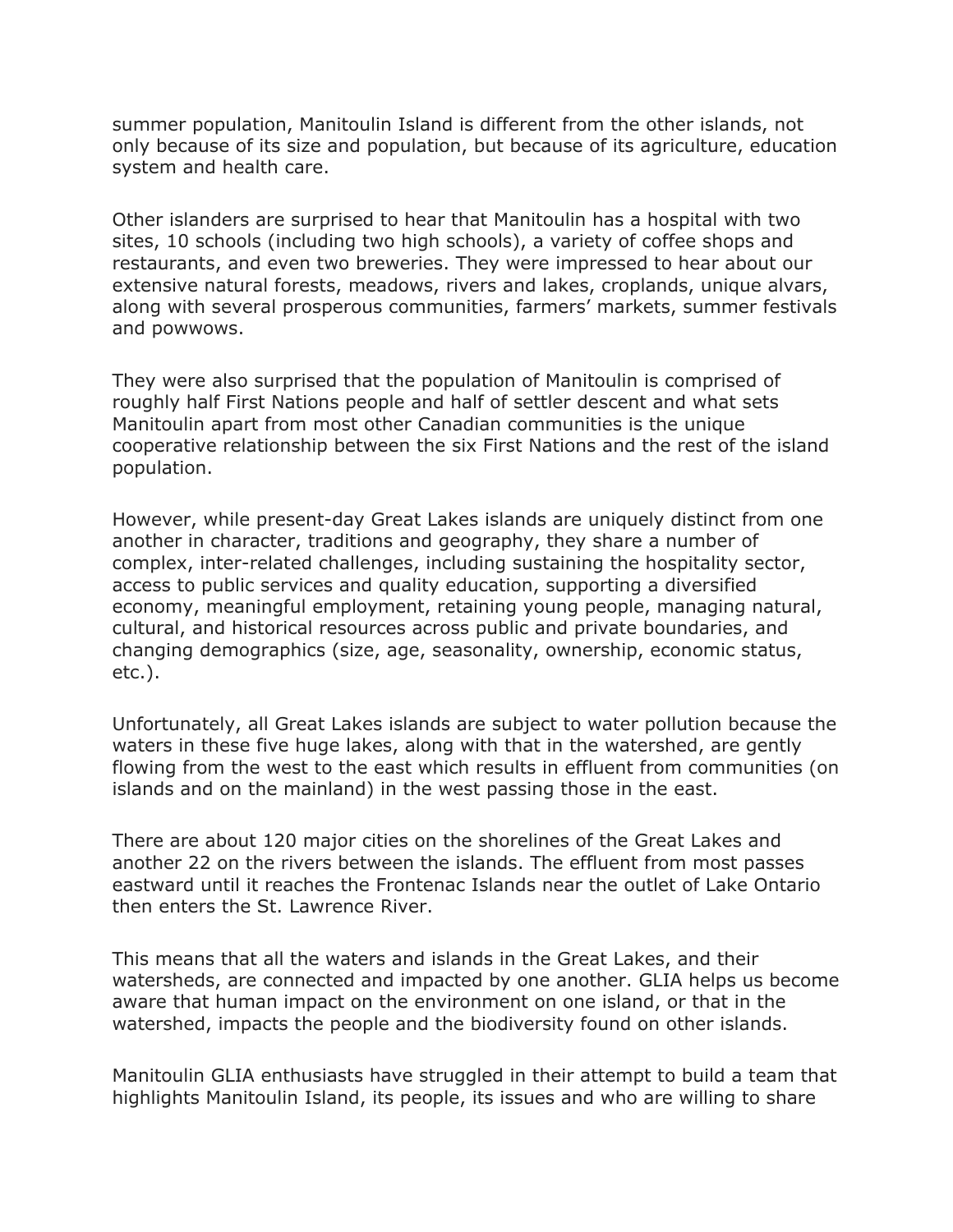summer population, Manitoulin Island is different from the other islands, not only because of its size and population, but because of its agriculture, education system and health care.

Other islanders are surprised to hear that Manitoulin has a hospital with two sites, 10 schools (including two high schools), a variety of coffee shops and restaurants, and even two breweries. They were impressed to hear about our extensive natural forests, meadows, rivers and lakes, croplands, unique alvars, along with several prosperous communities, farmers' markets, summer festivals and powwows.

They were also surprised that the population of Manitoulin is comprised of roughly half First Nations people and half of settler descent and what sets Manitoulin apart from most other Canadian communities is the unique cooperative relationship between the six First Nations and the rest of the island population.

However, while present-day Great Lakes islands are uniquely distinct from one another in character, traditions and geography, they share a number of complex, inter-related challenges, including sustaining the hospitality sector, access to public services and quality education, supporting a diversified economy, meaningful employment, retaining young people, managing natural, cultural, and historical resources across public and private boundaries, and changing demographics (size, age, seasonality, ownership, economic status, etc.).

Unfortunately, all Great Lakes islands are subject to water pollution because the waters in these five huge lakes, along with that in the watershed, are gently flowing from the west to the east which results in effluent from communities (on islands and on the mainland) in the west passing those in the east.

There are about 120 major cities on the shorelines of the Great Lakes and another 22 on the rivers between the islands. The effluent from most passes eastward until it reaches the Frontenac Islands near the outlet of Lake Ontario then enters the St. Lawrence River.

This means that all the waters and islands in the Great Lakes, and their watersheds, are connected and impacted by one another. GLIA helps us become aware that human impact on the environment on one island, or that in the watershed, impacts the people and the biodiversity found on other islands.

Manitoulin GLIA enthusiasts have struggled in their attempt to build a team that highlights Manitoulin Island, its people, its issues and who are willing to share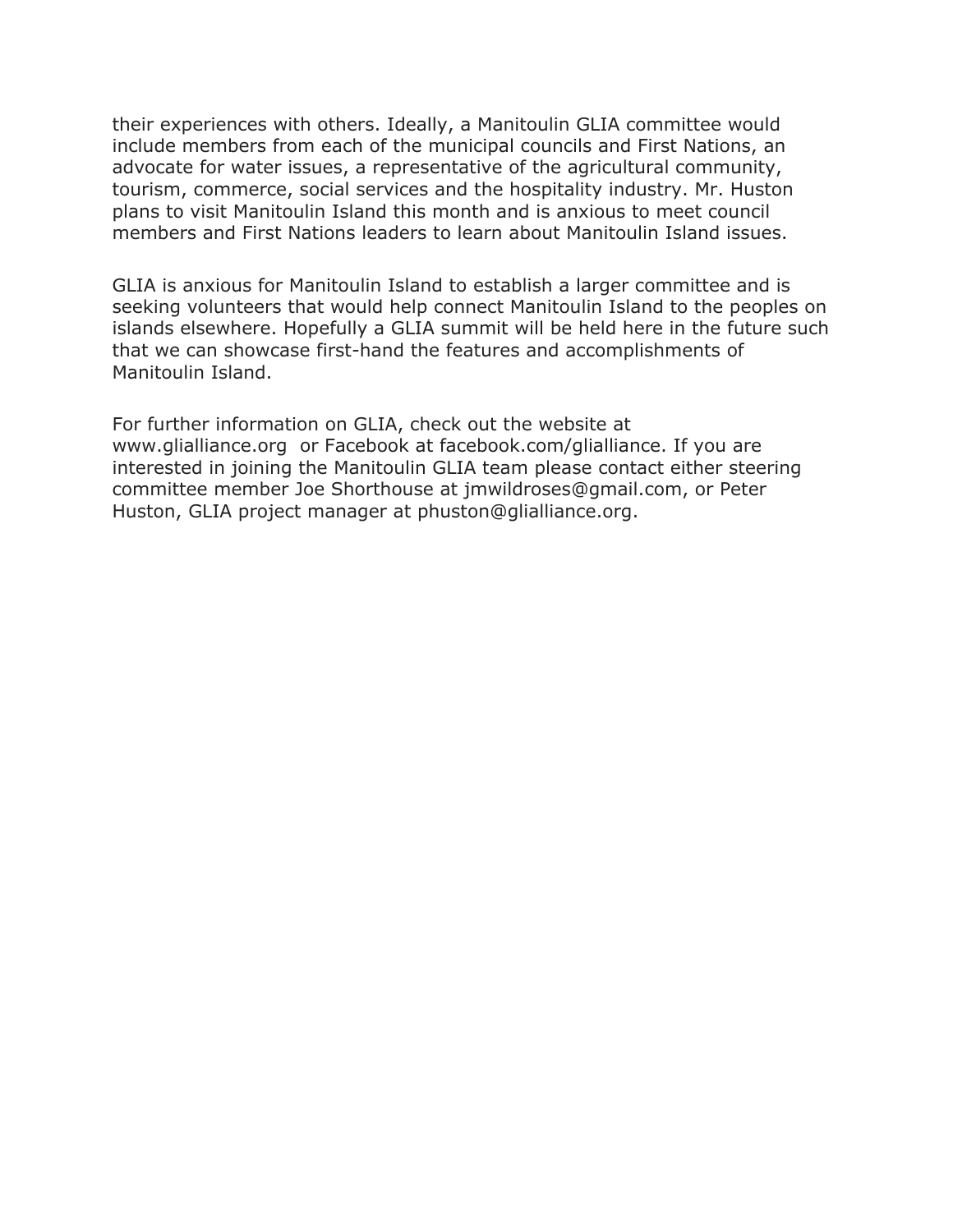their experiences with others. Ideally, a Manitoulin GLIA committee would include members from each of the municipal councils and First Nations, an advocate for water issues, a representative of the agricultural community, tourism, commerce, social services and the hospitality industry. Mr. Huston plans to visit Manitoulin Island this month and is anxious to meet council members and First Nations leaders to learn about Manitoulin Island issues.

GLIA is anxious for Manitoulin Island to establish a larger committee and is seeking volunteers that would help connect Manitoulin Island to the peoples on islands elsewhere. Hopefully a GLIA summit will be held here in the future such that we can showcase first-hand the features and accomplishments of Manitoulin Island.

For further information on GLIA, check out the website at www.glialliance.org or Facebook at facebook.com/glialliance. If you are interested in joining the Manitoulin GLIA team please contact either steering committee member Joe Shorthouse at jmwildroses@gmail.com, or Peter Huston, GLIA project manager at phuston@glialliance.org.